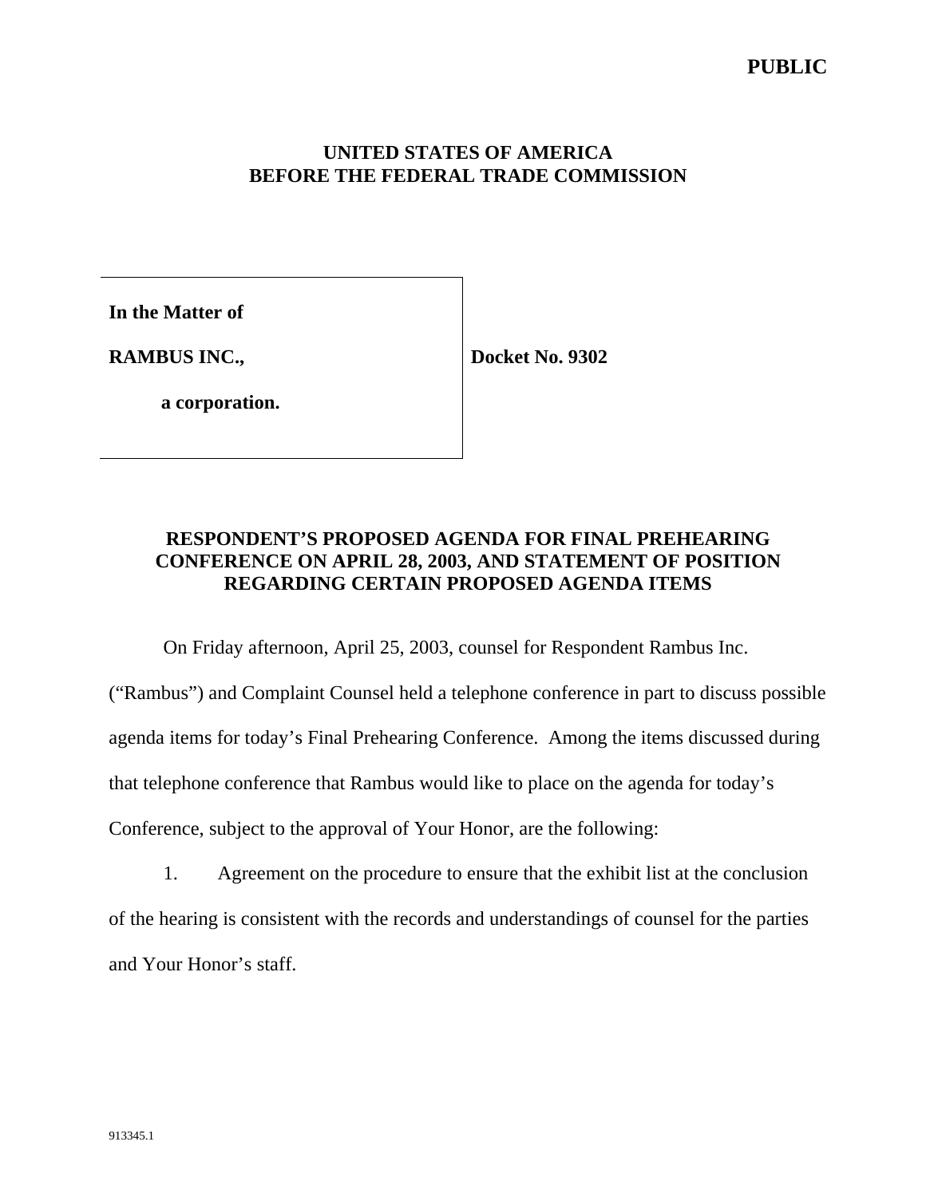**PUBLIC**

**UNITED STATES OF AMERICA**
**BEFORE THE FEDERAL TRADE COMMISSION**

| | |
|---|---|
| **In the Matter of** | |
| **RAMBUS INC.,** | **Docket No. 9302** |
| **a corporation.** | |

**RESPONDENT'S PROPOSED AGENDA FOR FINAL PREHEARING CONFERENCE ON APRIL 28, 2003, AND STATEMENT OF POSITION REGARDING CERTAIN PROPOSED AGENDA ITEMS**

On Friday afternoon, April 25, 2003, counsel for Respondent Rambus Inc. ("Rambus") and Complaint Counsel held a telephone conference in part to discuss possible agenda items for today's Final Prehearing Conference. Among the items discussed during that telephone conference that Rambus would like to place on the agenda for today's Conference, subject to the approval of Your Honor, are the following:

1. Agreement on the procedure to ensure that the exhibit list at the conclusion of the hearing is consistent with the records and understandings of counsel for the parties and Your Honor's staff.

913345.1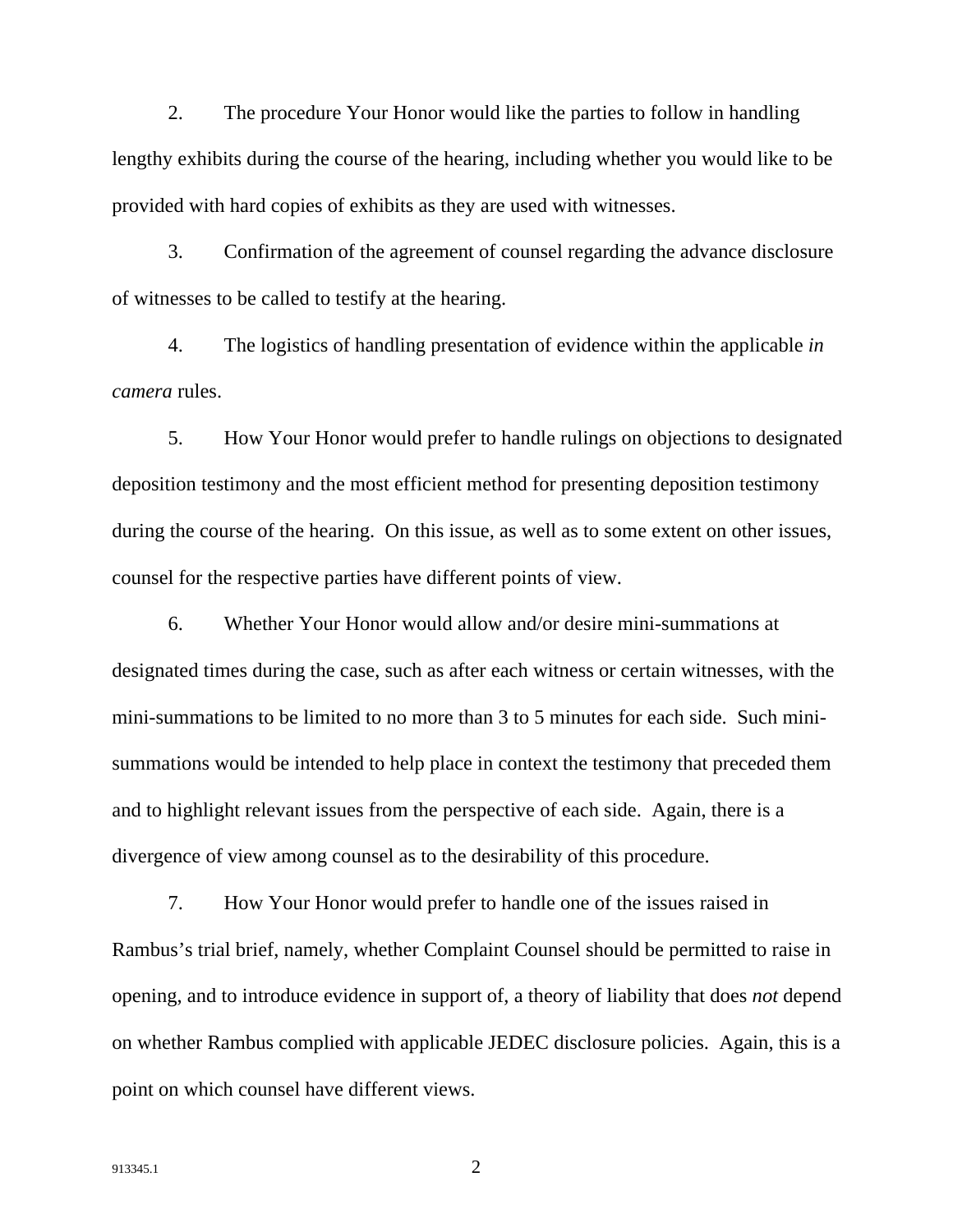2. The procedure Your Honor would like the parties to follow in handling lengthy exhibits during the course of the hearing, including whether you would like to be provided with hard copies of exhibits as they are used with witnesses.

3. Confirmation of the agreement of counsel regarding the advance disclosure of witnesses to be called to testify at the hearing.

4. The logistics of handling presentation of evidence within the applicable *in camera* rules.

5. How Your Honor would prefer to handle rulings on objections to designated deposition testimony and the most efficient method for presenting deposition testimony during the course of the hearing. On this issue, as well as to some extent on other issues, counsel for the respective parties have different points of view.

6. Whether Your Honor would allow and/or desire mini-summations at designated times during the case, such as after each witness or certain witnesses, with the mini-summations to be limited to no more than 3 to 5 minutes for each side. Such mini-summations would be intended to help place in context the testimony that preceded them and to highlight relevant issues from the perspective of each side. Again, there is a divergence of view among counsel as to the desirability of this procedure.

7. How Your Honor would prefer to handle one of the issues raised in Rambus's trial brief, namely, whether Complaint Counsel should be permitted to raise in opening, and to introduce evidence in support of, a theory of liability that does *not* depend on whether Rambus complied with applicable JEDEC disclosure policies. Again, this is a point on which counsel have different views.

913345.1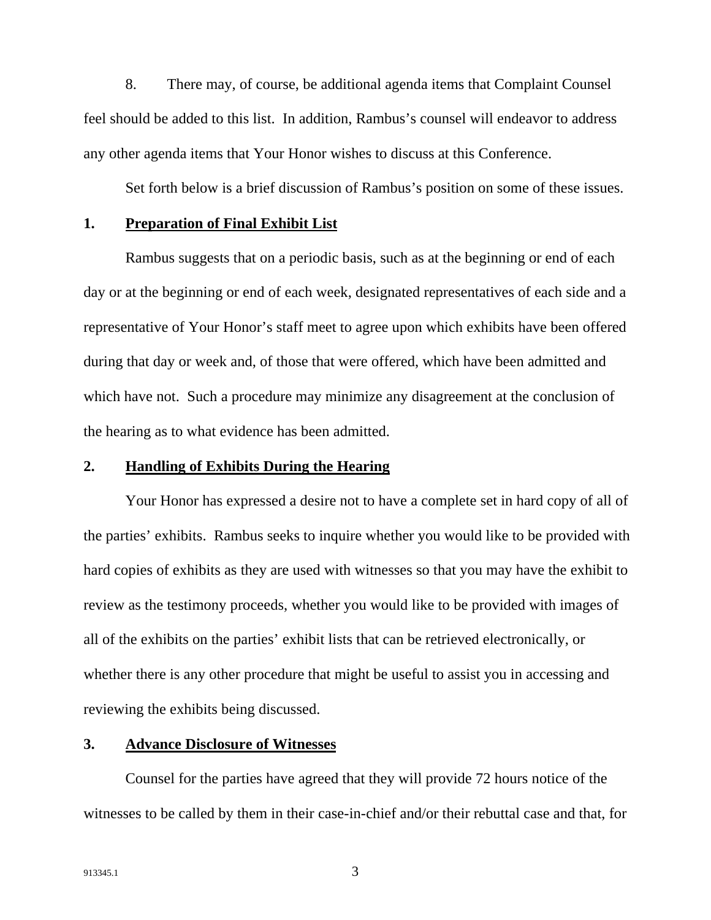8. There may, of course, be additional agenda items that Complaint Counsel feel should be added to this list. In addition, Rambus's counsel will endeavor to address any other agenda items that Your Honor wishes to discuss at this Conference.

Set forth below is a brief discussion of Rambus's position on some of these issues.

## 1. Preparation of Final Exhibit List

Rambus suggests that on a periodic basis, such as at the beginning or end of each day or at the beginning or end of each week, designated representatives of each side and a representative of Your Honor's staff meet to agree upon which exhibits have been offered during that day or week and, of those that were offered, which have been admitted and which have not. Such a procedure may minimize any disagreement at the conclusion of the hearing as to what evidence has been admitted.

## 2. Handling of Exhibits During the Hearing

Your Honor has expressed a desire not to have a complete set in hard copy of all of the parties' exhibits. Rambus seeks to inquire whether you would like to be provided with hard copies of exhibits as they are used with witnesses so that you may have the exhibit to review as the testimony proceeds, whether you would like to be provided with images of all of the exhibits on the parties' exhibit lists that can be retrieved electronically, or whether there is any other procedure that might be useful to assist you in accessing and reviewing the exhibits being discussed.

## 3. Advance Disclosure of Witnesses

Counsel for the parties have agreed that they will provide 72 hours notice of the witnesses to be called by them in their case-in-chief and/or their rebuttal case and that, for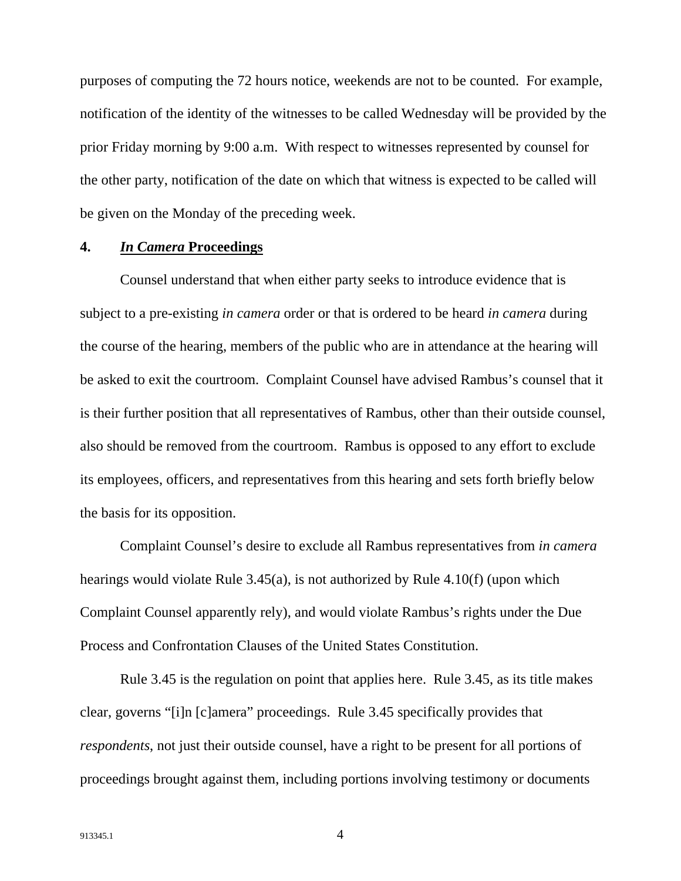purposes of computing the 72 hours notice, weekends are not to be counted. For example, notification of the identity of the witnesses to be called Wednesday will be provided by the prior Friday morning by 9:00 a.m. With respect to witnesses represented by counsel for the other party, notification of the date on which that witness is expected to be called will be given on the Monday of the preceding week.

## 4. *In Camera* Proceedings

Counsel understand that when either party seeks to introduce evidence that is subject to a pre-existing *in camera* order or that is ordered to be heard *in camera* during the course of the hearing, members of the public who are in attendance at the hearing will be asked to exit the courtroom. Complaint Counsel have advised Rambus's counsel that it is their further position that all representatives of Rambus, other than their outside counsel, also should be removed from the courtroom. Rambus is opposed to any effort to exclude its employees, officers, and representatives from this hearing and sets forth briefly below the basis for its opposition.

Complaint Counsel's desire to exclude all Rambus representatives from *in camera* hearings would violate Rule 3.45(a), is not authorized by Rule 4.10(f) (upon which Complaint Counsel apparently rely), and would violate Rambus's rights under the Due Process and Confrontation Clauses of the United States Constitution.

Rule 3.45 is the regulation on point that applies here. Rule 3.45, as its title makes clear, governs "[i]n [c]amera" proceedings. Rule 3.45 specifically provides that *respondents*, not just their outside counsel, have a right to be present for all portions of proceedings brought against them, including portions involving testimony or documents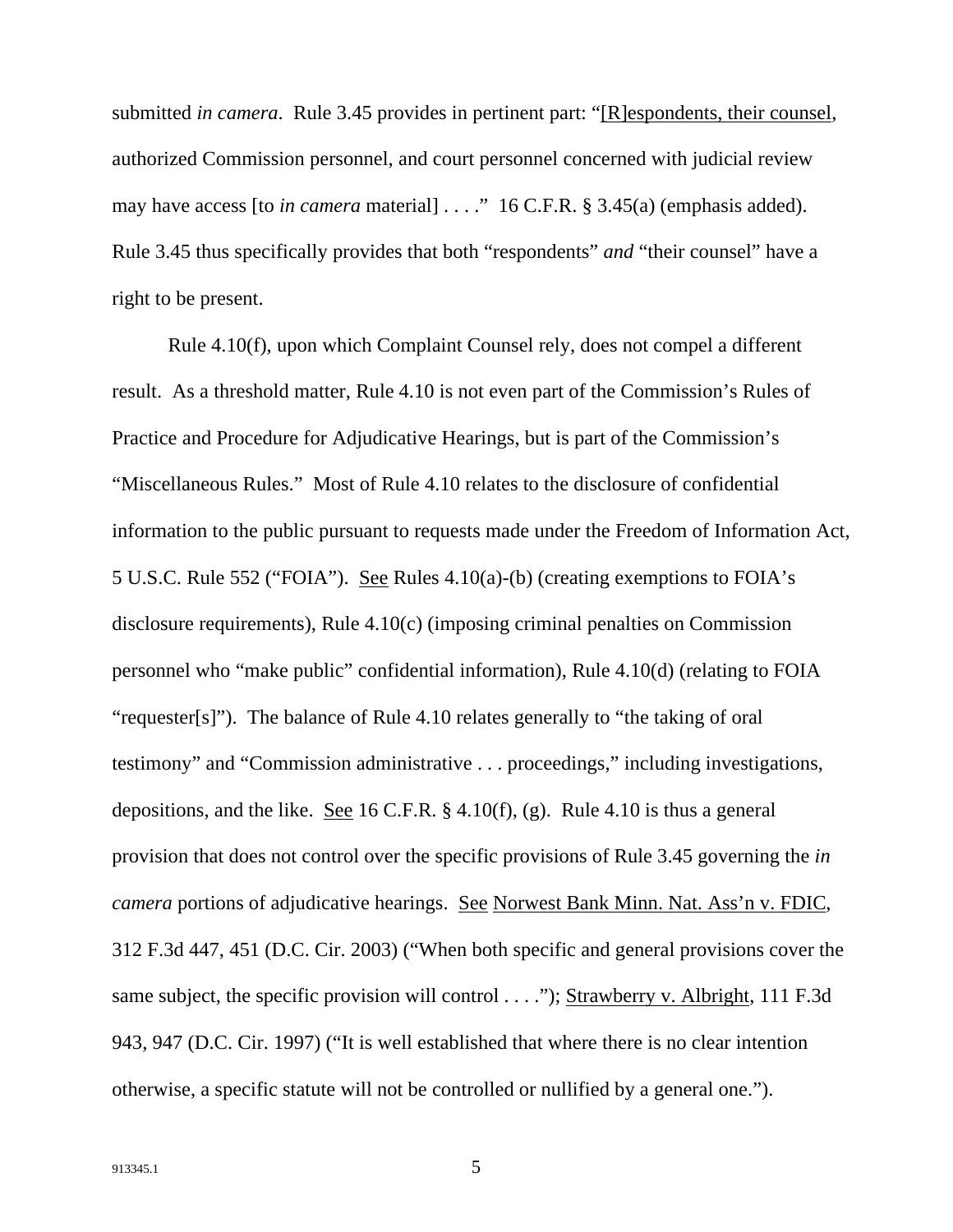submitted *in camera*. Rule 3.45 provides in pertinent part: "<u>[R]espondents, their counsel</u>, authorized Commission personnel, and court personnel concerned with judicial review may have access [to *in camera* material] . . . ." 16 C.F.R. § 3.45(a) (emphasis added). Rule 3.45 thus specifically provides that both "respondents" *and* "their counsel" have a right to be present.

Rule 4.10(f), upon which Complaint Counsel rely, does not compel a different result. As a threshold matter, Rule 4.10 is not even part of the Commission's Rules of Practice and Procedure for Adjudicative Hearings, but is part of the Commission's "Miscellaneous Rules." Most of Rule 4.10 relates to the disclosure of confidential information to the public pursuant to requests made under the Freedom of Information Act, 5 U.S.C. Rule 552 ("FOIA"). <u>See</u> Rules 4.10(a)-(b) (creating exemptions to FOIA's disclosure requirements), Rule 4.10(c) (imposing criminal penalties on Commission personnel who "make public" confidential information), Rule 4.10(d) (relating to FOIA "requester[s]"). The balance of Rule 4.10 relates generally to "the taking of oral testimony" and "Commission administrative . . . proceedings," including investigations, depositions, and the like. <u>See</u> 16 C.F.R. § 4.10(f), (g). Rule 4.10 is thus a general provision that does not control over the specific provisions of Rule 3.45 governing the *in camera* portions of adjudicative hearings. <u>See</u> <u>Norwest Bank Minn. Nat. Ass'n v. FDIC</u>, 312 F.3d 447, 451 (D.C. Cir. 2003) ("When both specific and general provisions cover the same subject, the specific provision will control . . . ."); <u>Strawberry v. Albright</u>, 111 F.3d 943, 947 (D.C. Cir. 1997) ("It is well established that where there is no clear intention otherwise, a specific statute will not be controlled or nullified by a general one.").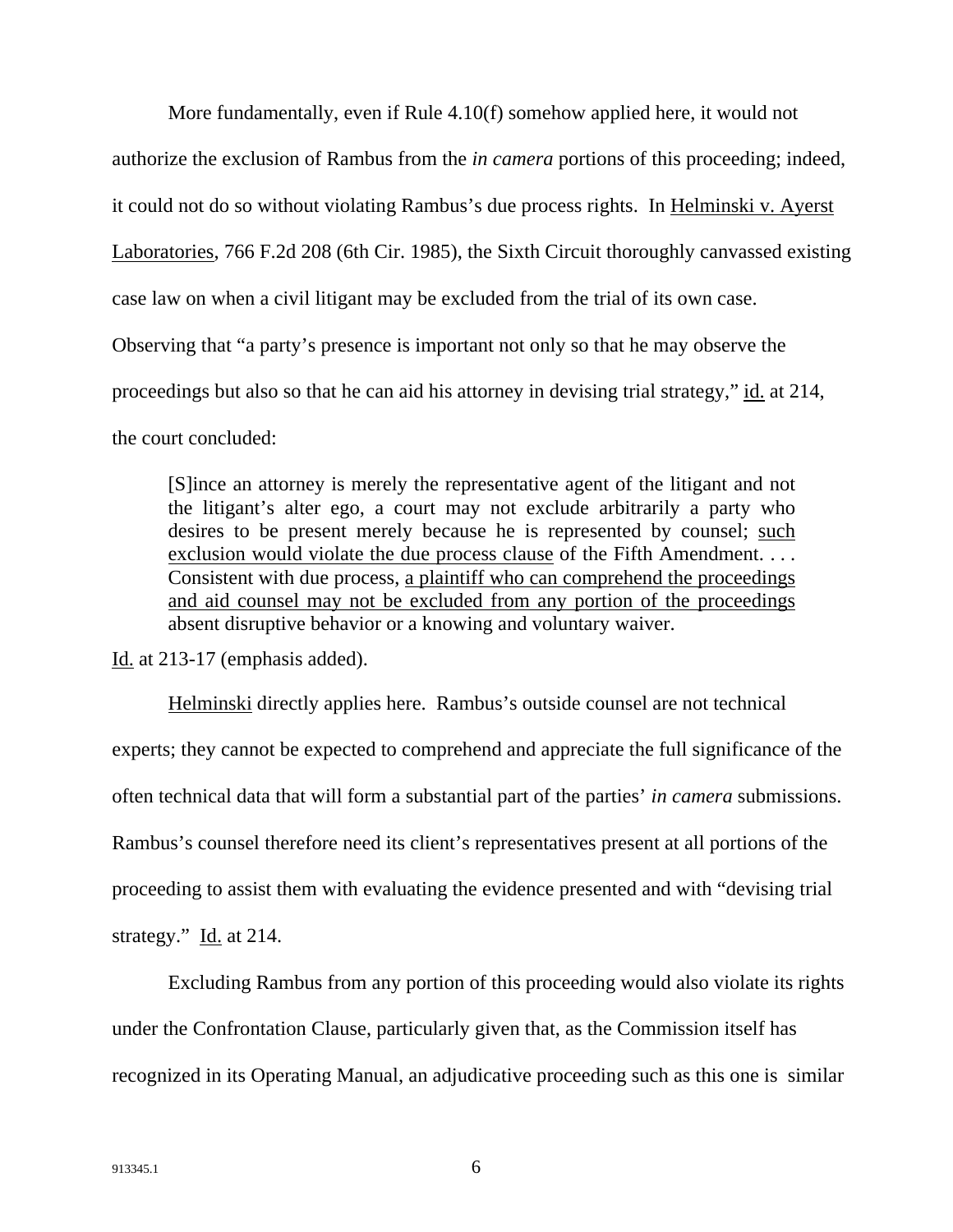More fundamentally, even if Rule 4.10(f) somehow applied here, it would not authorize the exclusion of Rambus from the *in camera* portions of this proceeding; indeed, it could not do so without violating Rambus's due process rights. In Helminski v. Ayerst Laboratories, 766 F.2d 208 (6th Cir. 1985), the Sixth Circuit thoroughly canvassed existing case law on when a civil litigant may be excluded from the trial of its own case. Observing that "a party's presence is important not only so that he may observe the proceedings but also so that he can aid his attorney in devising trial strategy," id. at 214, the court concluded:

> [S]ince an attorney is merely the representative agent of the litigant and not the litigant's alter ego, a court may not exclude arbitrarily a party who desires to be present merely because he is represented by counsel; such exclusion would violate the due process clause of the Fifth Amendment. . . . Consistent with due process, a plaintiff who can comprehend the proceedings and aid counsel may not be excluded from any portion of the proceedings absent disruptive behavior or a knowing and voluntary waiver.

Id. at 213-17 (emphasis added).

Helminski directly applies here. Rambus's outside counsel are not technical experts; they cannot be expected to comprehend and appreciate the full significance of the often technical data that will form a substantial part of the parties' *in camera* submissions. Rambus's counsel therefore need its client's representatives present at all portions of the proceeding to assist them with evaluating the evidence presented and with "devising trial strategy." Id. at 214.

Excluding Rambus from any portion of this proceeding would also violate its rights under the Confrontation Clause, particularly given that, as the Commission itself has recognized in its Operating Manual, an adjudicative proceeding such as this one is similar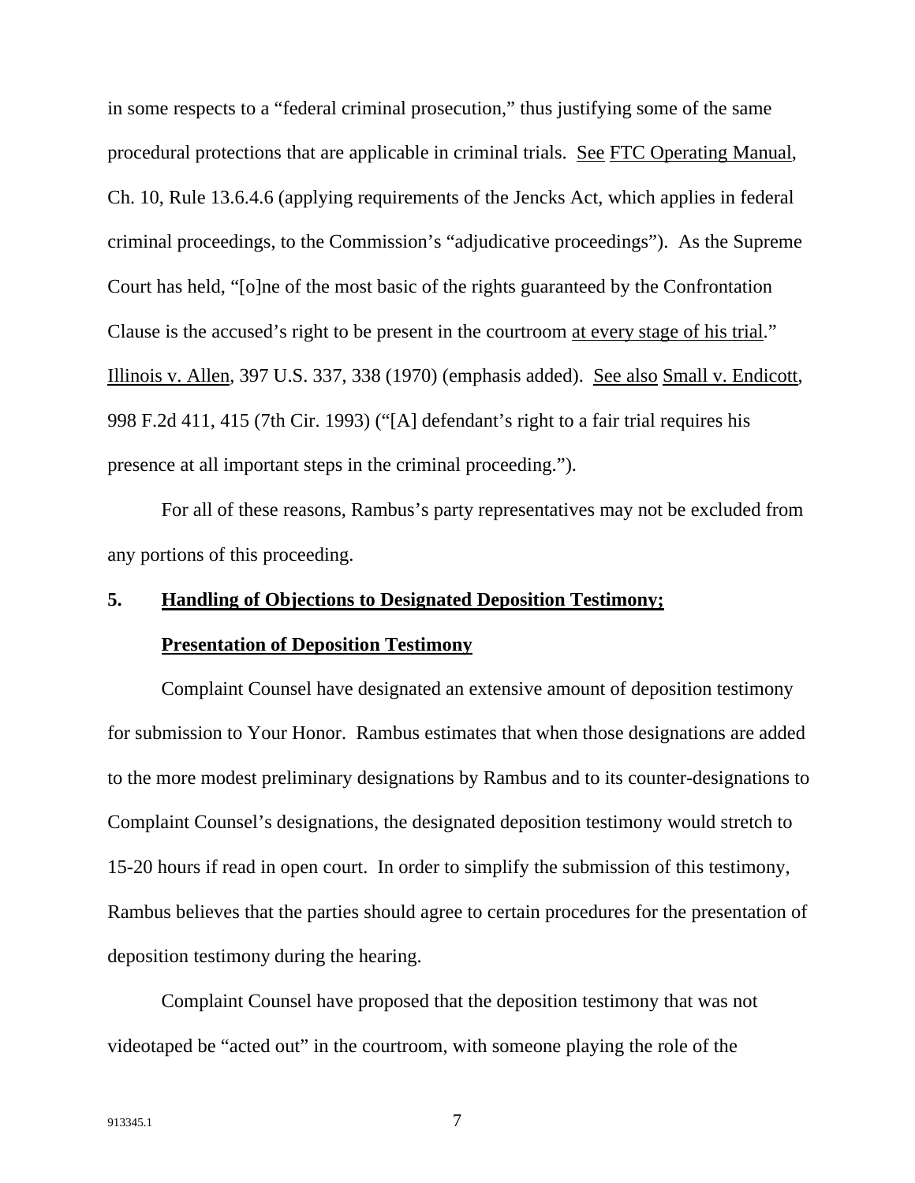in some respects to a "federal criminal prosecution," thus justifying some of the same procedural protections that are applicable in criminal trials. See FTC Operating Manual, Ch. 10, Rule 13.6.4.6 (applying requirements of the Jencks Act, which applies in federal criminal proceedings, to the Commission's "adjudicative proceedings"). As the Supreme Court has held, "[o]ne of the most basic of the rights guaranteed by the Confrontation Clause is the accused's right to be present in the courtroom at every stage of his trial." Illinois v. Allen, 397 U.S. 337, 338 (1970) (emphasis added). See also Small v. Endicott, 998 F.2d 411, 415 (7th Cir. 1993) ("[A] defendant's right to a fair trial requires his presence at all important steps in the criminal proceeding.").

For all of these reasons, Rambus's party representatives may not be excluded from any portions of this proceeding.

**5. Handling of Objections to Designated Deposition Testimony; Presentation of Deposition Testimony**

Complaint Counsel have designated an extensive amount of deposition testimony for submission to Your Honor. Rambus estimates that when those designations are added to the more modest preliminary designations by Rambus and to its counter-designations to Complaint Counsel's designations, the designated deposition testimony would stretch to 15-20 hours if read in open court. In order to simplify the submission of this testimony, Rambus believes that the parties should agree to certain procedures for the presentation of deposition testimony during the hearing.

Complaint Counsel have proposed that the deposition testimony that was not videotaped be "acted out" in the courtroom, with someone playing the role of the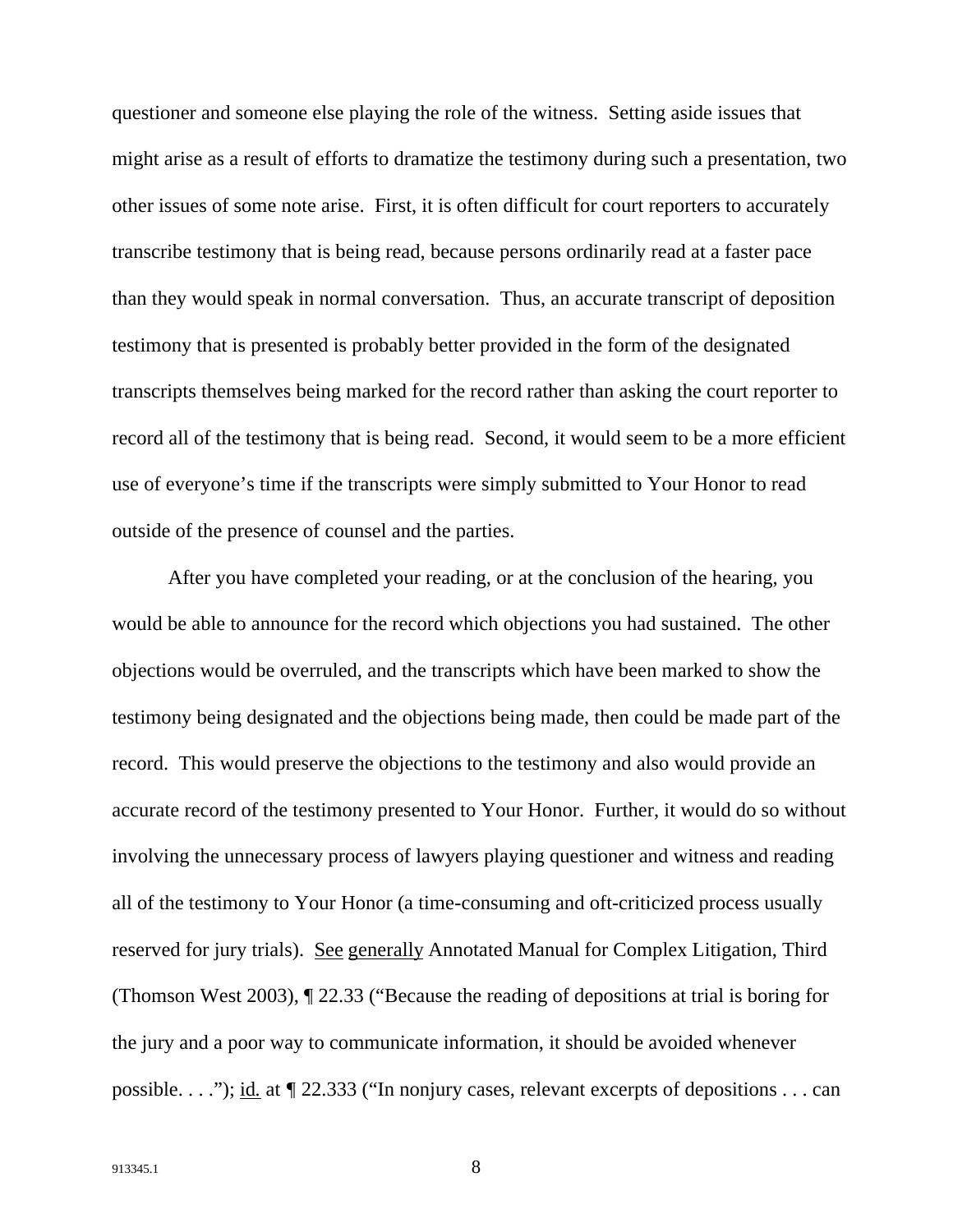questioner and someone else playing the role of the witness. Setting aside issues that might arise as a result of efforts to dramatize the testimony during such a presentation, two other issues of some note arise. First, it is often difficult for court reporters to accurately transcribe testimony that is being read, because persons ordinarily read at a faster pace than they would speak in normal conversation. Thus, an accurate transcript of deposition testimony that is presented is probably better provided in the form of the designated transcripts themselves being marked for the record rather than asking the court reporter to record all of the testimony that is being read. Second, it would seem to be a more efficient use of everyone's time if the transcripts were simply submitted to Your Honor to read outside of the presence of counsel and the parties.

After you have completed your reading, or at the conclusion of the hearing, you would be able to announce for the record which objections you had sustained. The other objections would be overruled, and the transcripts which have been marked to show the testimony being designated and the objections being made, then could be made part of the record. This would preserve the objections to the testimony and also would provide an accurate record of the testimony presented to Your Honor. Further, it would do so without involving the unnecessary process of lawyers playing questioner and witness and reading all of the testimony to Your Honor (a time-consuming and oft-criticized process usually reserved for jury trials). See generally Annotated Manual for Complex Litigation, Third (Thomson West 2003), ¶ 22.33 ("Because the reading of depositions at trial is boring for the jury and a poor way to communicate information, it should be avoided whenever possible. . . ."); id. at ¶ 22.333 ("In nonjury cases, relevant excerpts of depositions . . . can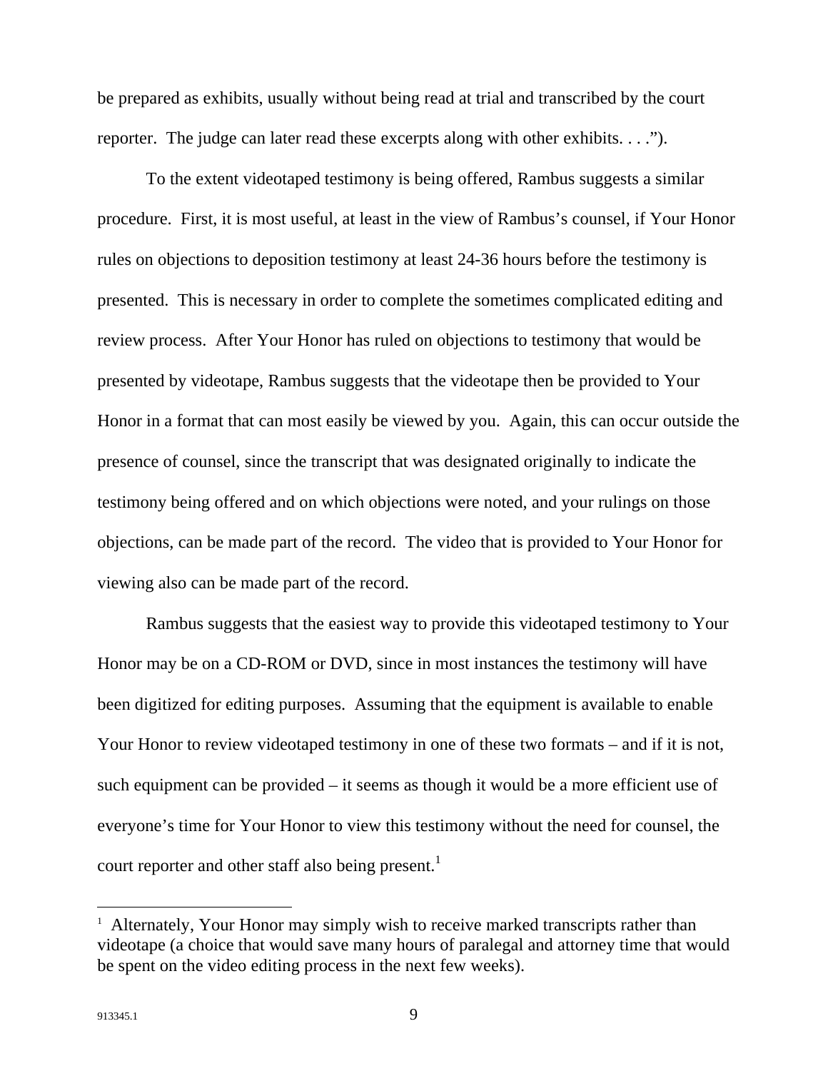be prepared as exhibits, usually without being read at trial and transcribed by the court reporter. The judge can later read these excerpts along with other exhibits. . . .").

To the extent videotaped testimony is being offered, Rambus suggests a similar procedure. First, it is most useful, at least in the view of Rambus's counsel, if Your Honor rules on objections to deposition testimony at least 24-36 hours before the testimony is presented. This is necessary in order to complete the sometimes complicated editing and review process. After Your Honor has ruled on objections to testimony that would be presented by videotape, Rambus suggests that the videotape then be provided to Your Honor in a format that can most easily be viewed by you. Again, this can occur outside the presence of counsel, since the transcript that was designated originally to indicate the testimony being offered and on which objections were noted, and your rulings on those objections, can be made part of the record. The video that is provided to Your Honor for viewing also can be made part of the record.

Rambus suggests that the easiest way to provide this videotaped testimony to Your Honor may be on a CD-ROM or DVD, since in most instances the testimony will have been digitized for editing purposes. Assuming that the equipment is available to enable Your Honor to review videotaped testimony in one of these two formats – and if it is not, such equipment can be provided – it seems as though it would be a more efficient use of everyone's time for Your Honor to view this testimony without the need for counsel, the court reporter and other staff also being present.[1]

---

[1] Alternately, Your Honor may simply wish to receive marked transcripts rather than videotape (a choice that would save many hours of paralegal and attorney time that would be spent on the video editing process in the next few weeks).

913345.1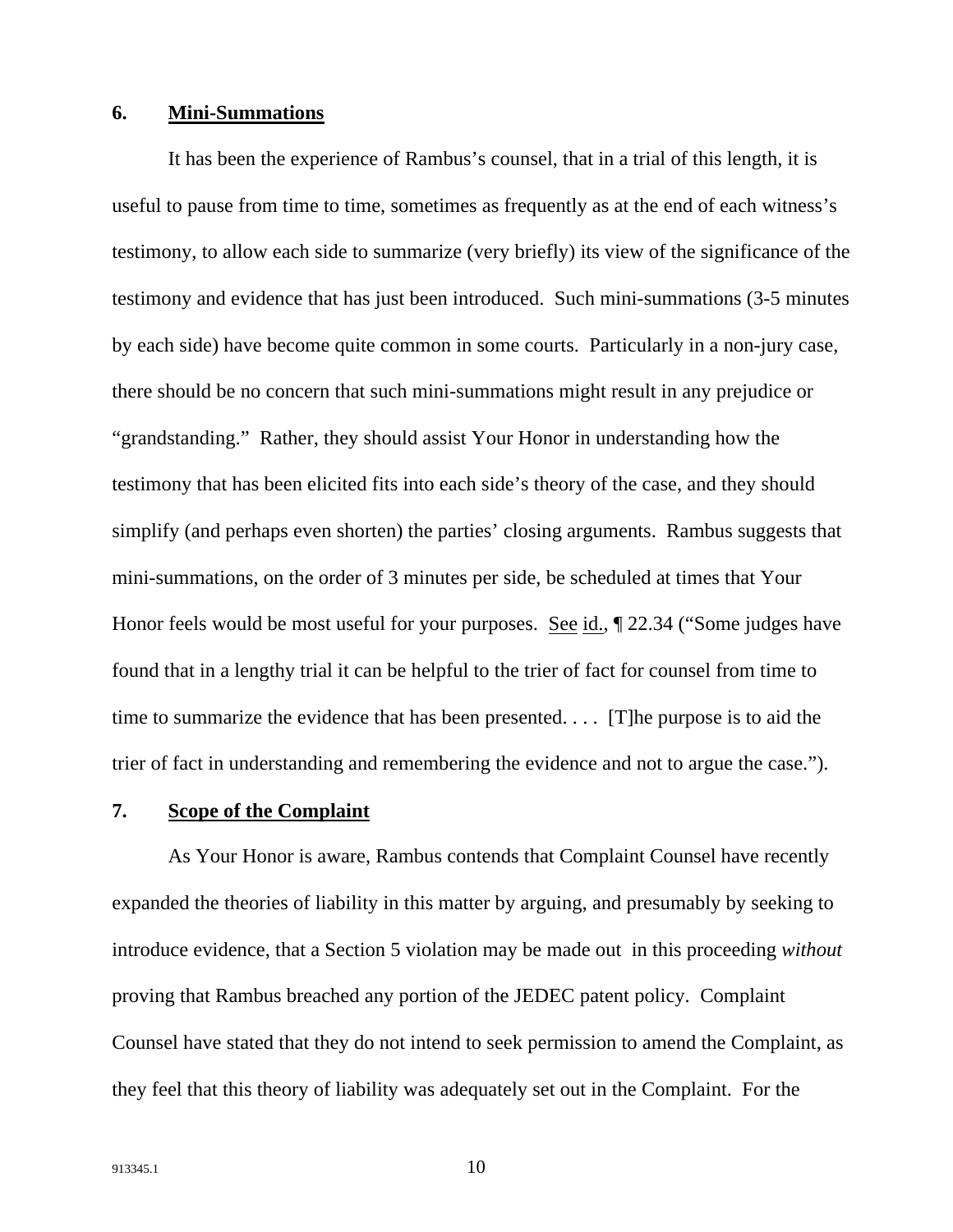**6. Mini-Summations**

It has been the experience of Rambus's counsel, that in a trial of this length, it is useful to pause from time to time, sometimes as frequently as at the end of each witness's testimony, to allow each side to summarize (very briefly) its view of the significance of the testimony and evidence that has just been introduced. Such mini-summations (3-5 minutes by each side) have become quite common in some courts. Particularly in a non-jury case, there should be no concern that such mini-summations might result in any prejudice or "grandstanding." Rather, they should assist Your Honor in understanding how the testimony that has been elicited fits into each side's theory of the case, and they should simplify (and perhaps even shorten) the parties' closing arguments. Rambus suggests that mini-summations, on the order of 3 minutes per side, be scheduled at times that Your Honor feels would be most useful for your purposes. See id., ¶ 22.34 ("Some judges have found that in a lengthy trial it can be helpful to the trier of fact for counsel from time to time to summarize the evidence that has been presented. . . . [T]he purpose is to aid the trier of fact in understanding and remembering the evidence and not to argue the case.").

**7. Scope of the Complaint**

As Your Honor is aware, Rambus contends that Complaint Counsel have recently expanded the theories of liability in this matter by arguing, and presumably by seeking to introduce evidence, that a Section 5 violation may be made out in this proceeding *without* proving that Rambus breached any portion of the JEDEC patent policy. Complaint Counsel have stated that they do not intend to seek permission to amend the Complaint, as they feel that this theory of liability was adequately set out in the Complaint. For the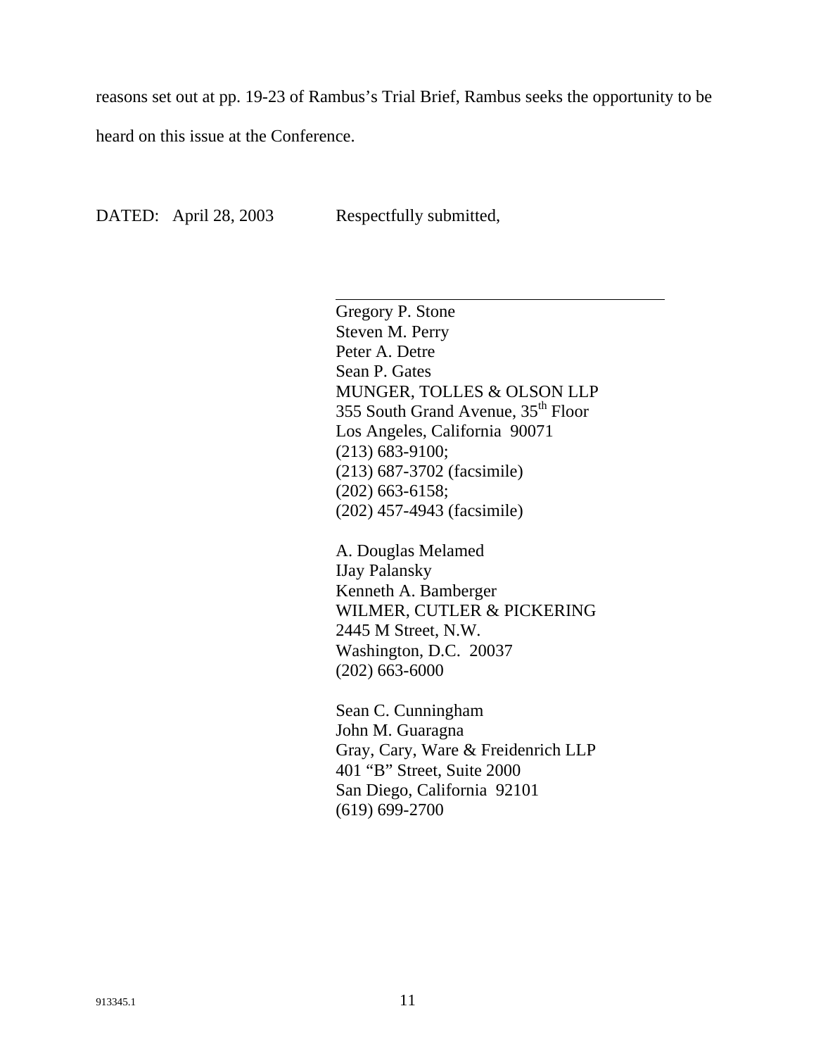reasons set out at pp. 19-23 of Rambus's Trial Brief, Rambus seeks the opportunity to be heard on this issue at the Conference.

DATED: April 28, 2003 Respectfully submitted,

\_\_\_\_\_\_\_\_\_\_\_\_\_\_\_\_\_\_\_\_\_\_\_\_\_\_\_\_\_\_\_\_\_\_\_\_\_\_

Gregory P. Stone
Steven M. Perry
Peter A. Detre
Sean P. Gates
MUNGER, TOLLES & OLSON LLP
355 South Grand Avenue, 35th Floor
Los Angeles, California 90071
(213) 683-9100;
(213) 687-3702 (facsimile)
(202) 663-6158;
(202) 457-4943 (facsimile)

A. Douglas Melamed
IJay Palansky
Kenneth A. Bamberger
WILMER, CUTLER & PICKERING
2445 M Street, N.W.
Washington, D.C. 20037
(202) 663-6000

Sean C. Cunningham
John M. Guaragna
Gray, Cary, Ware & Freidenrich LLP
401 "B" Street, Suite 2000
San Diego, California 92101
(619) 699-2700

913345.1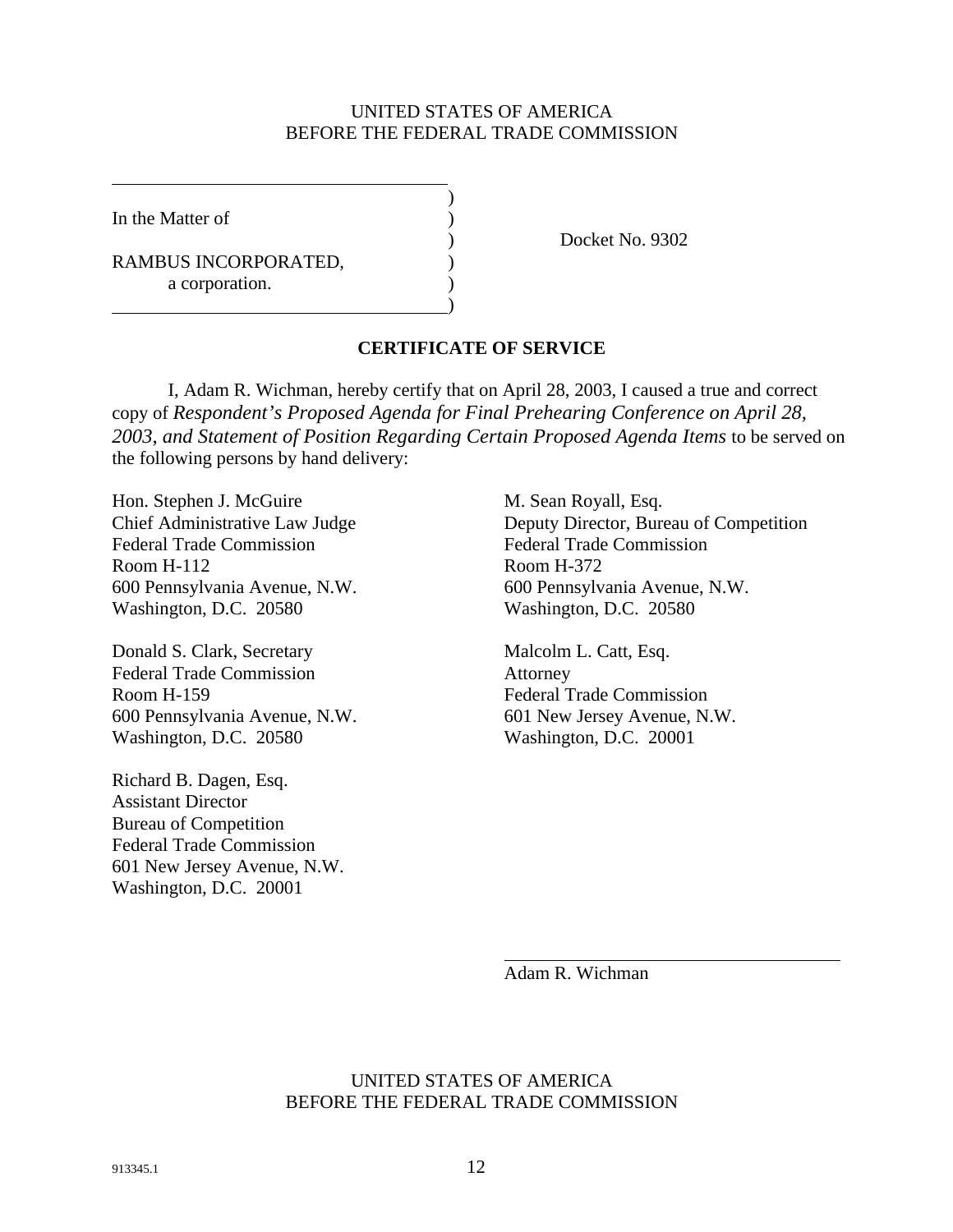UNITED STATES OF AMERICA
BEFORE THE FEDERAL TRADE COMMISSION

| | | |
|---|---|---|
| In the Matter of | ) | |
| | ) | Docket No. 9302 |
| RAMBUS INCORPORATED, a corporation. | ) | |

**CERTIFICATE OF SERVICE**

I, Adam R. Wichman, hereby certify that on April 28, 2003, I caused a true and correct copy of *Respondent's Proposed Agenda for Final Prehearing Conference on April 28, 2003, and Statement of Position Regarding Certain Proposed Agenda Items* to be served on the following persons by hand delivery:

Hon. Stephen J. McGuire
Chief Administrative Law Judge
Federal Trade Commission
Room H-112
600 Pennsylvania Avenue, N.W.
Washington, D.C. 20580

Donald S. Clark, Secretary
Federal Trade Commission
Room H-159
600 Pennsylvania Avenue, N.W.
Washington, D.C. 20580

Richard B. Dagen, Esq.
Assistant Director
Bureau of Competition
Federal Trade Commission
601 New Jersey Avenue, N.W.
Washington, D.C. 20001

M. Sean Royall, Esq.
Deputy Director, Bureau of Competition
Federal Trade Commission
Room H-372
600 Pennsylvania Avenue, N.W.
Washington, D.C. 20580

Malcolm L. Catt, Esq.
Attorney
Federal Trade Commission
601 New Jersey Avenue, N.W.
Washington, D.C. 20001

Adam R. Wichman

UNITED STATES OF AMERICA
BEFORE THE FEDERAL TRADE COMMISSION

913345.1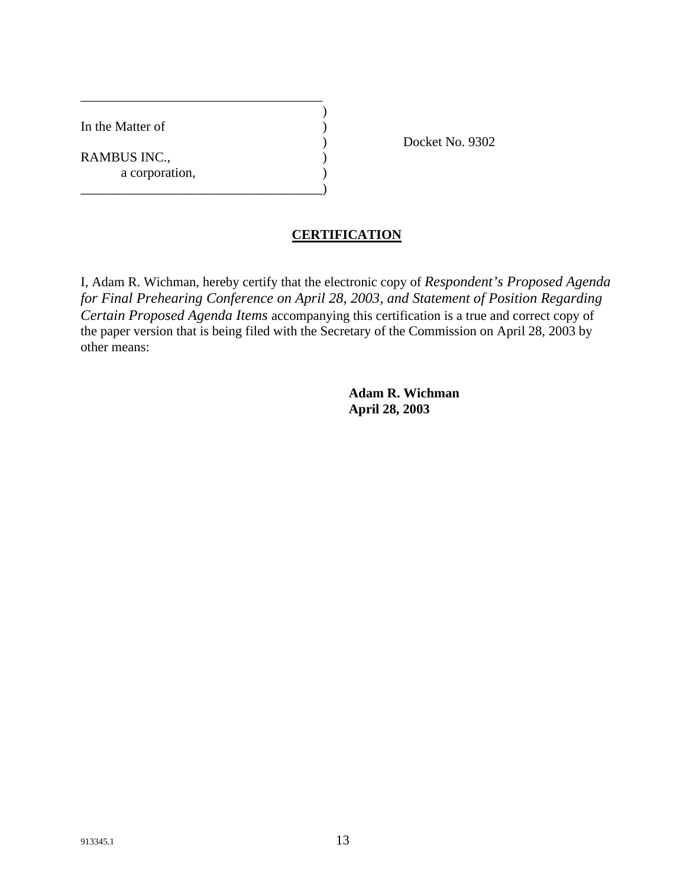In the Matter of

RAMBUS INC.,
a corporation,

Docket No. 9302

**CERTIFICATION**

I, Adam R. Wichman, hereby certify that the electronic copy of *Respondent's Proposed Agenda for Final Prehearing Conference on April 28, 2003, and Statement of Position Regarding Certain Proposed Agenda Items* accompanying this certification is a true and correct copy of the paper version that is being filed with the Secretary of the Commission on April 28, 2003 by other means:

**Adam R. Wichman**
**April 28, 2003**

913345.1